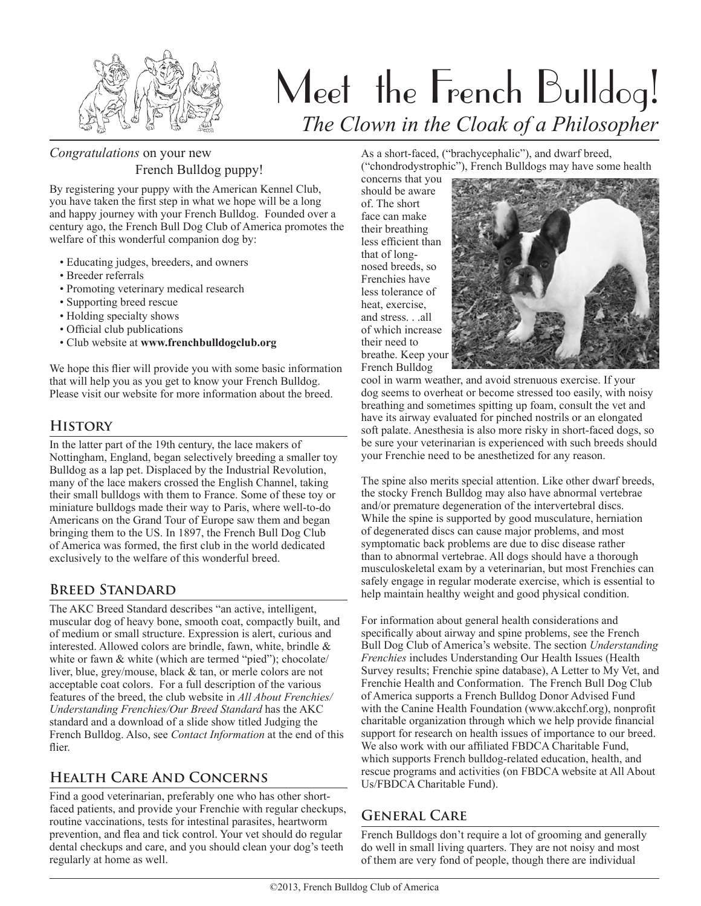# Meet the French Bulldog!

*The Clown in the Cloak of a Philosopher*

*Congratulations* on your new French Bulldog puppy!

By registering your puppy with the American Kennel Club, you have taken the first step in what we hope will be a long and happy journey with your French Bulldog. Founded over a century ago, the French Bull Dog Club of America promotes the welfare of this wonderful companion dog by:

- Educating judges, breeders, and owners
- Breeder referrals
- Promoting veterinary medical research
- Supporting breed rescue
- Holding specialty shows
- Official club publications
- Club website at **www.frenchbulldogclub.org**

We hope this flier will provide you with some basic information that will help you as you get to know your French Bulldog. Please visit our website for more information about the breed.

## History

In the latter part of the 19th century, the lace makers of Nottingham, England, began selectively breeding a smaller toy Bulldog as a lap pet. Displaced by the Industrial Revolution, many of the lace makers crossed the English Channel, taking their small bulldogs with them to France. Some of these toy or miniature bulldogs made their way to Paris, where well-to-do Americans on the Grand Tour of Europe saw them and began bringing them to the US. In 1897, the French Bull Dog Club of America was formed, the first club in the world dedicated exclusively to the welfare of this wonderful breed.

## Breed Standard

The AKC Breed Standard describes "an active, intelligent, muscular dog of heavy bone, smooth coat, compactly built, and of medium or small structure. Expression is alert, curious and interested. Allowed colors are brindle, fawn, white, brindle & white or fawn & white (which are termed "pied"); chocolate/liver, blue, grey/mouse, black & tan, or merle colors are not acceptable coat colors. For a full description of the various features of the breed, the club website in *All About Frenchies/Understanding Frenchies/Our Breed Standard* has the AKC standard and a download of a slide show titled Judging the French Bulldog. Also, see *Contact Information* at the end of this flier.

## Health Care And Concerns

Find a good veterinarian, preferably one who has other short-faced patients, and provide your Frenchie with regular checkups, routine vaccinations, tests for intestinal parasites, heartworm prevention, and flea and tick control. Your vet should do regular dental checkups and care, and you should clean your dog's teeth regularly at home as well.

As a short-faced, ("brachycephalic"), and dwarf breed, ("chondrodystrophic"), French Bulldogs may have some health concerns that you should be aware of. The short face can make their breathing less efficient than that of long-nosed breeds, so Frenchies have less tolerance of heat, exercise, and stress. . .all of which increase their need to breathe. Keep your French Bulldog cool in warm weather, and avoid strenuous exercise. If your dog seems to overheat or become stressed too easily, with noisy breathing and sometimes spitting up foam, consult the vet and have its airway evaluated for pinched nostrils or an elongated soft palate. Anesthesia is also more risky in short-faced dogs, so be sure your veterinarian is experienced with such breeds should your Frenchie need to be anesthetized for any reason.

The spine also merits special attention. Like other dwarf breeds, the stocky French Bulldog may also have abnormal vertebrae and/or premature degeneration of the intervertebral discs. While the spine is supported by good musculature, herniation of degenerated discs can cause major problems, and most symptomatic back problems are due to disc disease rather than to abnormal vertebrae. All dogs should have a thorough musculoskeletal exam by a veterinarian, but most Frenchies can safely engage in regular moderate exercise, which is essential to help maintain healthy weight and good physical condition.

For information about general health considerations and specifically about airway and spine problems, see the French Bull Dog Club of America's website. The section *Understanding Frenchies* includes Understanding Our Health Issues (Health Survey results; Frenchie spine database), A Letter to My Vet, and Frenchie Health and Conformation. The French Bull Dog Club of America supports a French Bulldog Donor Advised Fund with the Canine Health Foundation (www.akcchf.org), nonprofit charitable organization through which we help provide financial support for research on health issues of importance to our breed. We also work with our affiliated FBDCA Charitable Fund, which supports French bulldog-related education, health, and rescue programs and activities (on FBDCA website at All About Us/FBDCA Charitable Fund).

## General Care

French Bulldogs don't require a lot of grooming and generally do well in small living quarters. They are not noisy and most of them are very fond of people, though there are individual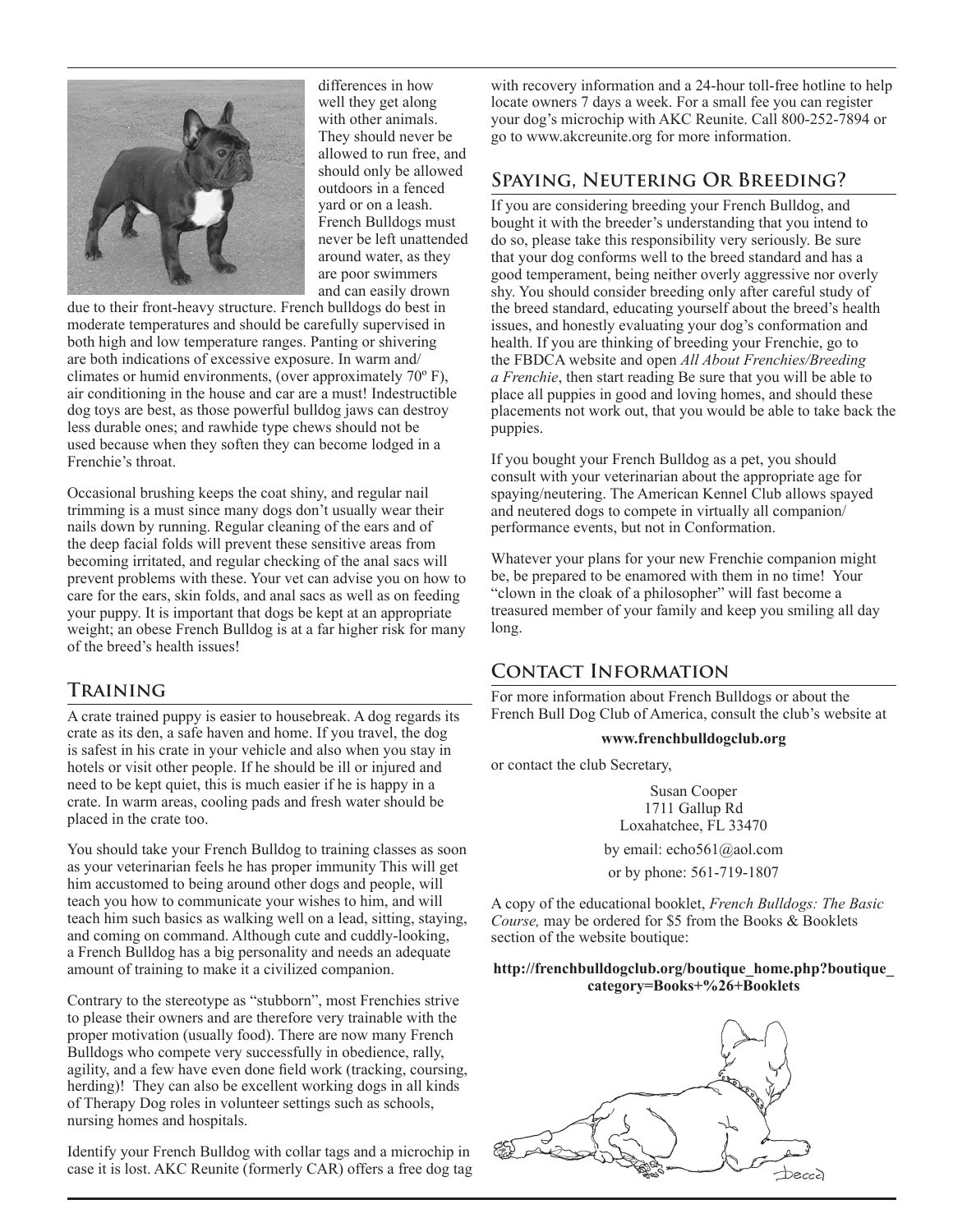differences in how well they get along with other animals. They should never be allowed to run free, and should only be allowed outdoors in a fenced yard or on a leash. French Bulldogs must never be left unattended around water, as they are poor swimmers and can easily drown due to their front-heavy structure. French bulldogs do best in moderate temperatures and should be carefully supervised in both high and low temperature ranges. Panting or shivering are both indications of excessive exposure. In warm and/ climates or humid environments, (over approximately 70º F), air conditioning in the house and car are a must! Indestructible dog toys are best, as those powerful bulldog jaws can destroy less durable ones; and rawhide type chews should not be used because when they soften they can become lodged in a Frenchie's throat.

Occasional brushing keeps the coat shiny, and regular nail trimming is a must since many dogs don't usually wear their nails down by running. Regular cleaning of the ears and of the deep facial folds will prevent these sensitive areas from becoming irritated, and regular checking of the anal sacs will prevent problems with these. Your vet can advise you on how to care for the ears, skin folds, and anal sacs as well as on feeding your puppy. It is important that dogs be kept at an appropriate weight; an obese French Bulldog is at a far higher risk for many of the breed's health issues!

## Training

A crate trained puppy is easier to housebreak. A dog regards its crate as its den, a safe haven and home. If you travel, the dog is safest in his crate in your vehicle and also when you stay in hotels or visit other people. If he should be ill or injured and need to be kept quiet, this is much easier if he is happy in a crate. In warm areas, cooling pads and fresh water should be placed in the crate too.

You should take your French Bulldog to training classes as soon as your veterinarian feels he has proper immunity This will get him accustomed to being around other dogs and people, will teach you how to communicate your wishes to him, and will teach him such basics as walking well on a lead, sitting, staying, and coming on command. Although cute and cuddly-looking, a French Bulldog has a big personality and needs an adequate amount of training to make it a civilized companion.

Contrary to the stereotype as "stubborn", most Frenchies strive to please their owners and are therefore very trainable with the proper motivation (usually food). There are now many French Bulldogs who compete very successfully in obedience, rally, agility, and a few have even done field work (tracking, coursing, herding)! They can also be excellent working dogs in all kinds of Therapy Dog roles in volunteer settings such as schools, nursing homes and hospitals.

Identify your French Bulldog with collar tags and a microchip in case it is lost. AKC Reunite (formerly CAR) offers a free dog tag with recovery information and a 24-hour toll-free hotline to help locate owners 7 days a week. For a small fee you can register your dog's microchip with AKC Reunite. Call 800-252-7894 or go to www.akcreunite.org for more information.

## Spaying, Neutering Or Breeding?

If you are considering breeding your French Bulldog, and bought it with the breeder's understanding that you intend to do so, please take this responsibility very seriously. Be sure that your dog conforms well to the breed standard and has a good temperament, being neither overly aggressive nor overly shy. You should consider breeding only after careful study of the breed standard, educating yourself about the breed's health issues, and honestly evaluating your dog's conformation and health. If you are thinking of breeding your Frenchie, go to the FBDCA website and open *All About Frenchies/Breeding a Frenchie*, then start reading Be sure that you will be able to place all puppies in good and loving homes, and should these placements not work out, that you would be able to take back the puppies.

If you bought your French Bulldog as a pet, you should consult with your veterinarian about the appropriate age for spaying/neutering. The American Kennel Club allows spayed and neutered dogs to compete in virtually all companion/ performance events, but not in Conformation.

Whatever your plans for your new Frenchie companion might be, be prepared to be enamored with them in no time! Your "clown in the cloak of a philosopher" will fast become a treasured member of your family and keep you smiling all day long.

## Contact Information

For more information about French Bulldogs or about the French Bull Dog Club of America, consult the club's website at

**www.frenchbulldogclub.org**

or contact the club Secretary,

Susan Cooper
1711 Gallup Rd
Loxahatchee, FL 33470

by email: echo561@aol.com

or by phone: 561-719-1807

A copy of the educational booklet, *French Bulldogs: The Basic Course,* may be ordered for $5 from the Books & Booklets section of the website boutique:

**http://frenchbulldogclub.org/boutique_home.php?boutique_category=Books+%26+Booklets**